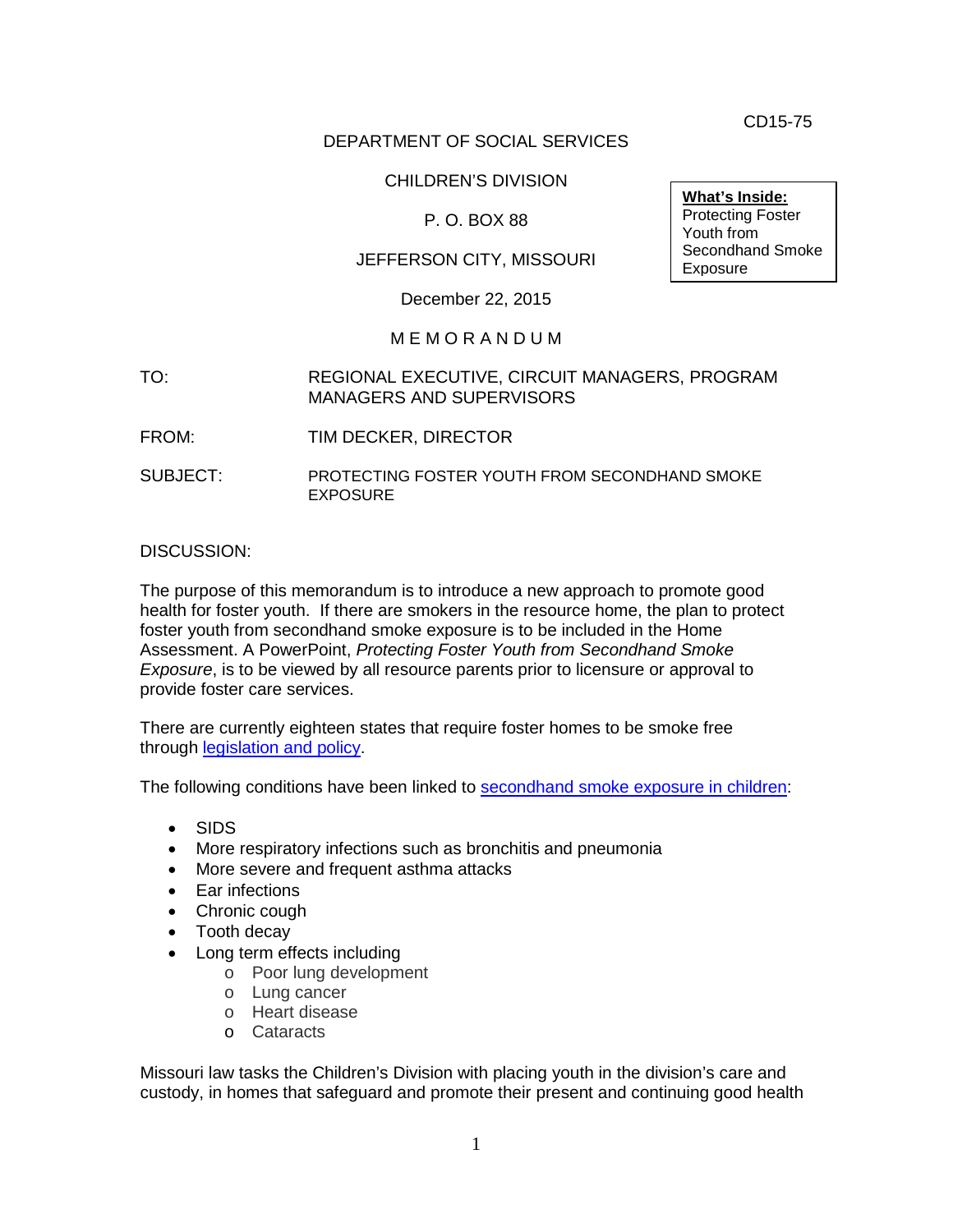CD15-75

DEPARTMENT OF SOCIAL SERVICES

CHILDREN'S DIVISION

P. O. BOX 88

JEFFERSON CITY, MISSOURI

December 22, 2015

**What's Inside:**
Protecting Foster Youth from Secondhand Smoke Exposure

M E M O R A N D U M

TO: REGIONAL EXECUTIVE, CIRCUIT MANAGERS, PROGRAM MANAGERS AND SUPERVISORS

FROM: TIM DECKER, DIRECTOR

SUBJECT: PROTECTING FOSTER YOUTH FROM SECONDHAND SMOKE EXPOSURE

DISCUSSION:

The purpose of this memorandum is to introduce a new approach to promote good health for foster youth. If there are smokers in the resource home, the plan to protect foster youth from secondhand smoke exposure is to be included in the Home Assessment. A PowerPoint, *Protecting Foster Youth from Secondhand Smoke Exposure*, is to be viewed by all resource parents prior to licensure or approval to provide foster care services.

There are currently eighteen states that require foster homes to be smoke free through legislation and policy.

The following conditions have been linked to secondhand smoke exposure in children:

- SIDS
- More respiratory infections such as bronchitis and pneumonia
- More severe and frequent asthma attacks
- Ear infections
- Chronic cough
- Tooth decay
- Long term effects including
  - Poor lung development
  - Lung cancer
  - Heart disease
  - Cataracts

Missouri law tasks the Children's Division with placing youth in the division's care and custody, in homes that safeguard and promote their present and continuing good health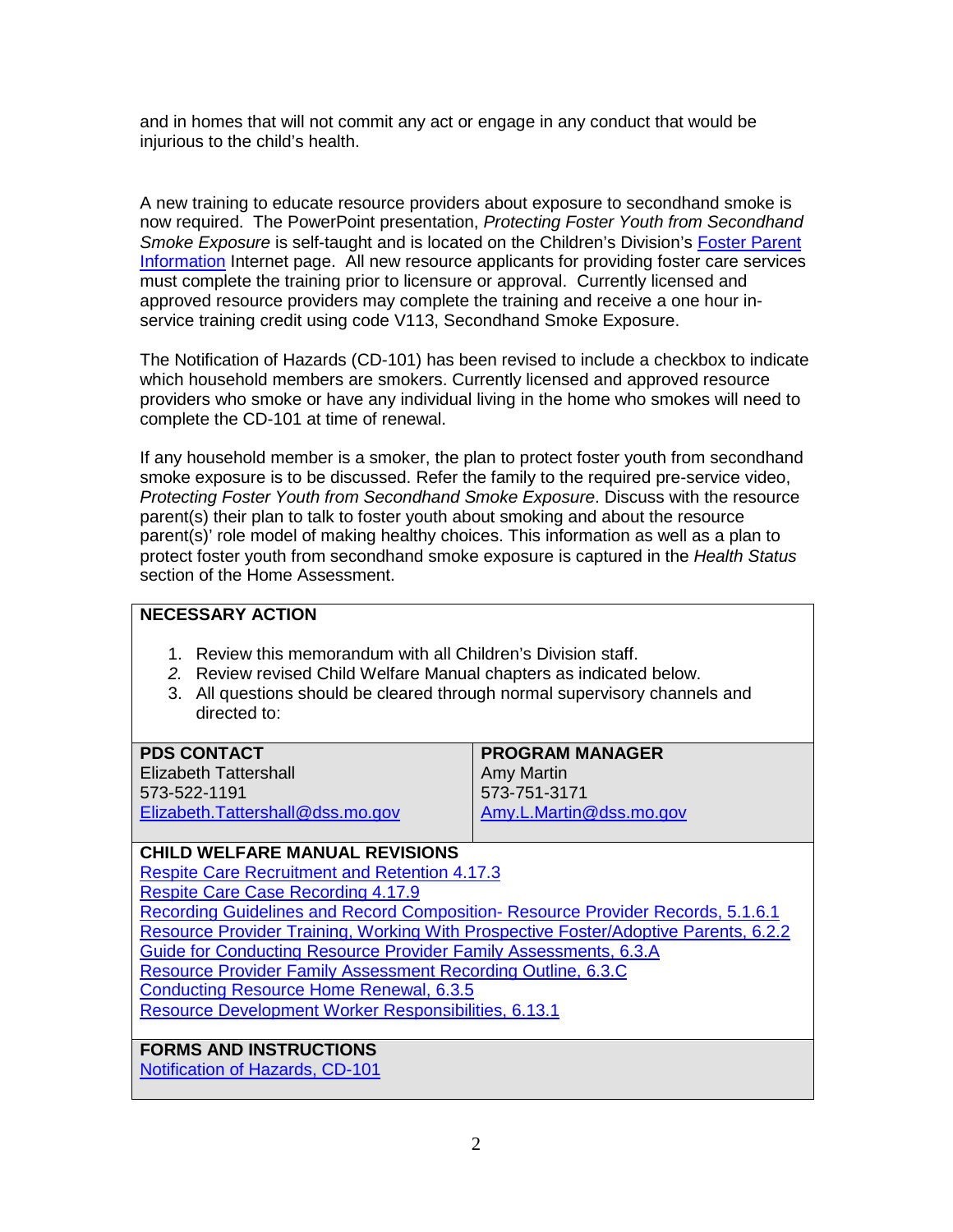and in homes that will not commit any act or engage in any conduct that would be injurious to the child's health.

A new training to educate resource providers about exposure to secondhand smoke is now required. The PowerPoint presentation, *Protecting Foster Youth from Secondhand Smoke Exposure* is self-taught and is located on the Children's Division's [Foster Parent Information]() Internet page. All new resource applicants for providing foster care services must complete the training prior to licensure or approval. Currently licensed and approved resource providers may complete the training and receive a one hour in-service training credit using code V113, Secondhand Smoke Exposure.

The Notification of Hazards (CD-101) has been revised to include a checkbox to indicate which household members are smokers. Currently licensed and approved resource providers who smoke or have any individual living in the home who smokes will need to complete the CD-101 at time of renewal.

If any household member is a smoker, the plan to protect foster youth from secondhand smoke exposure is to be discussed. Refer the family to the required pre-service video, *Protecting Foster Youth from Secondhand Smoke Exposure*. Discuss with the resource parent(s) their plan to talk to foster youth about smoking and about the resource parent(s)' role model of making healthy choices. This information as well as a plan to protect foster youth from secondhand smoke exposure is captured in the *Health Status* section of the Home Assessment.

**NECESSARY ACTION**

1. Review this memorandum with all Children's Division staff.
2. Review revised Child Welfare Manual chapters as indicated below.
3. All questions should be cleared through normal supervisory channels and directed to:

| **PDS CONTACT** | **PROGRAM MANAGER** |
| --- | --- |
| Elizabeth Tattershall<br>573-522-1191<br>Elizabeth.Tattershall@dss.mo.gov | Amy Martin<br>573-751-3171<br>Amy.L.Martin@dss.mo.gov |

**CHILD WELFARE MANUAL REVISIONS**

Respite Care Recruitment and Retention 4.17.3
Respite Care Case Recording 4.17.9
Recording Guidelines and Record Composition- Resource Provider Records, 5.1.6.1
Resource Provider Training, Working With Prospective Foster/Adoptive Parents, 6.2.2
Guide for Conducting Resource Provider Family Assessments, 6.3.A
Resource Provider Family Assessment Recording Outline, 6.3.C
Conducting Resource Home Renewal, 6.3.5
Resource Development Worker Responsibilities, 6.13.1

**FORMS AND INSTRUCTIONS**

Notification of Hazards, CD-101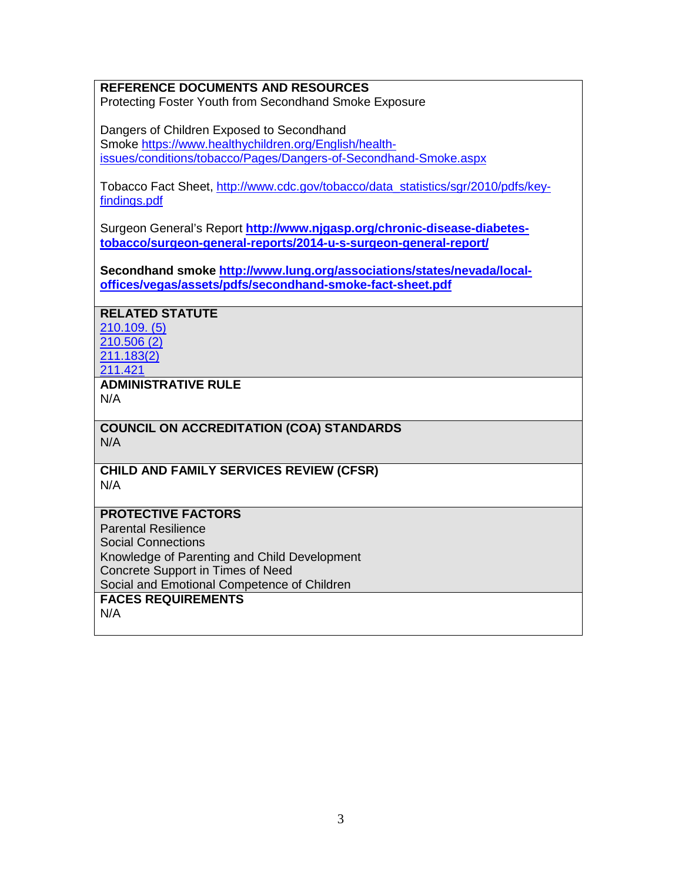**REFERENCE DOCUMENTS AND RESOURCES**
Protecting Foster Youth from Secondhand Smoke Exposure

Dangers of Children Exposed to Secondhand Smoke https://www.healthychildren.org/English/health-issues/conditions/tobacco/Pages/Dangers-of-Secondhand-Smoke.aspx

Tobacco Fact Sheet, http://www.cdc.gov/tobacco/data_statistics/sgr/2010/pdfs/key-findings.pdf

Surgeon General's Report **http://www.njgasp.org/chronic-disease-diabetes-tobacco/surgeon-general-reports/2014-u-s-surgeon-general-report/**

**Secondhand smoke http://www.lung.org/associations/states/nevada/local-offices/vegas/assets/pdfs/secondhand-smoke-fact-sheet.pdf**

**RELATED STATUTE**
210.109. (5)
210.506 (2)
211.183(2)
211.421

**ADMINISTRATIVE RULE**
N/A

**COUNCIL ON ACCREDITATION (COA) STANDARDS**
N/A

**CHILD AND FAMILY SERVICES REVIEW (CFSR)**
N/A

**PROTECTIVE FACTORS**
Parental Resilience
Social Connections
Knowledge of Parenting and Child Development
Concrete Support in Times of Need
Social and Emotional Competence of Children

**FACES REQUIREMENTS**
N/A